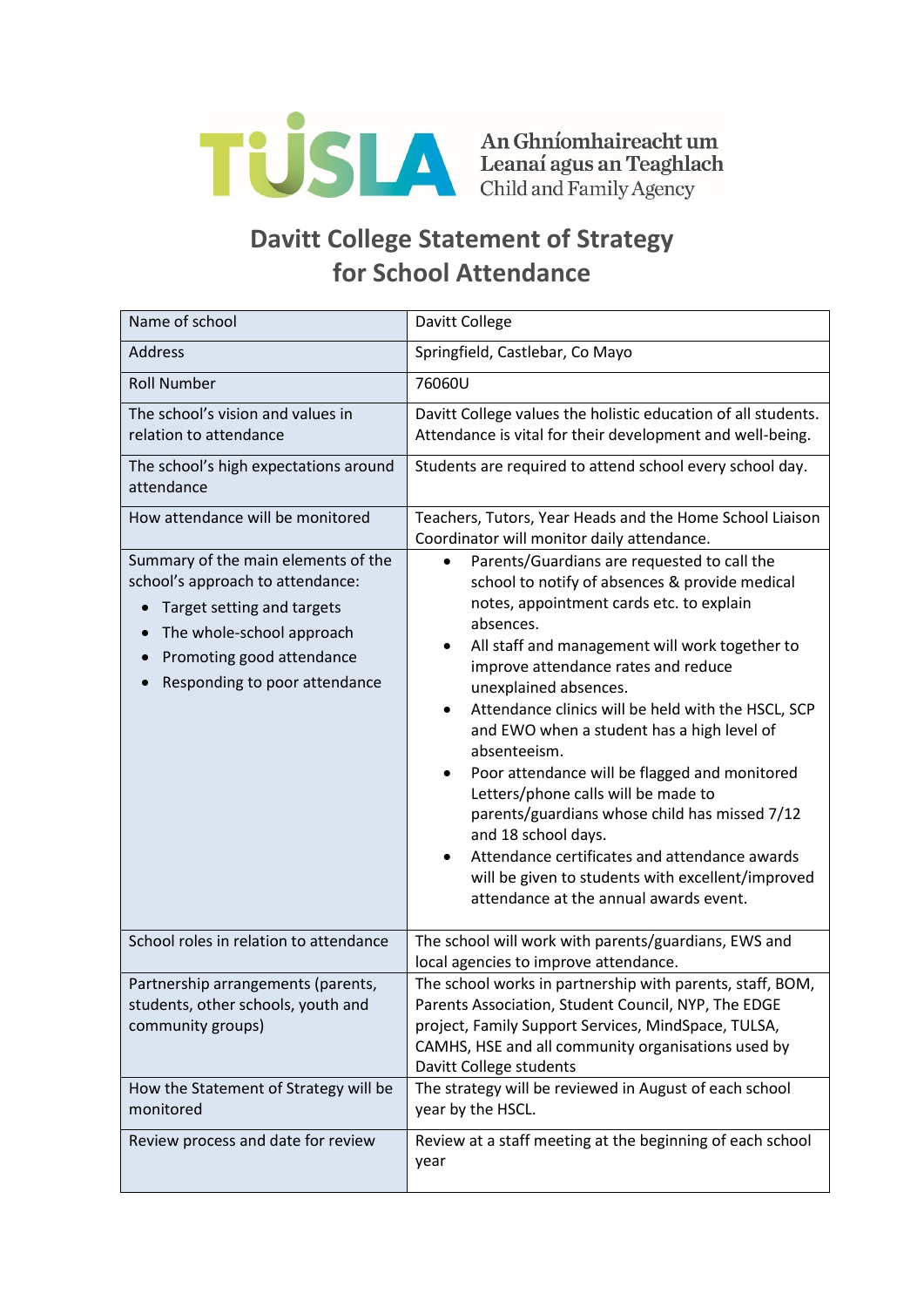TÚSLA An Ghníomhaireacht um Leanaí agus an Teaghlach Child and Family Agency

# Davitt College Statement of Strategy for School Attendance

| Name of school | Davitt College |
|---|---|
| Address | Springfield, Castlebar, Co Mayo |
| Roll Number | 76060U |
| The school's vision and values in relation to attendance | Davitt College values the holistic education of all students. Attendance is vital for their development and well-being. |
| The school's high expectations around attendance | Students are required to attend school every school day. |
| How attendance will be monitored | Teachers, Tutors, Year Heads and the Home School Liaison Coordinator will monitor daily attendance. |
| Summary of the main elements of the school's approach to attendance:<br>• Target setting and targets<br>• The whole-school approach<br>• Promoting good attendance<br>• Responding to poor attendance | • Parents/Guardians are requested to call the school to notify of absences & provide medical notes, appointment cards etc. to explain absences.<br>• All staff and management will work together to improve attendance rates and reduce unexplained absences.<br>• Attendance clinics will be held with the HSCL, SCP and EWO when a student has a high level of absenteeism.<br>• Poor attendance will be flagged and monitored Letters/phone calls will be made to parents/guardians whose child has missed 7/12 and 18 school days.<br>• Attendance certificates and attendance awards will be given to students with excellent/improved attendance at the annual awards event. |
| School roles in relation to attendance | The school will work with parents/guardians, EWS and local agencies to improve attendance. |
| Partnership arrangements (parents, students, other schools, youth and community groups) | The school works in partnership with parents, staff, BOM, Parents Association, Student Council, NYP, The EDGE project, Family Support Services, MindSpace, TULSA, CAMHS, HSE and all community organisations used by Davitt College students |
| How the Statement of Strategy will be monitored | The strategy will be reviewed in August of each school year by the HSCL. |
| Review process and date for review | Review at a staff meeting at the beginning of each school year |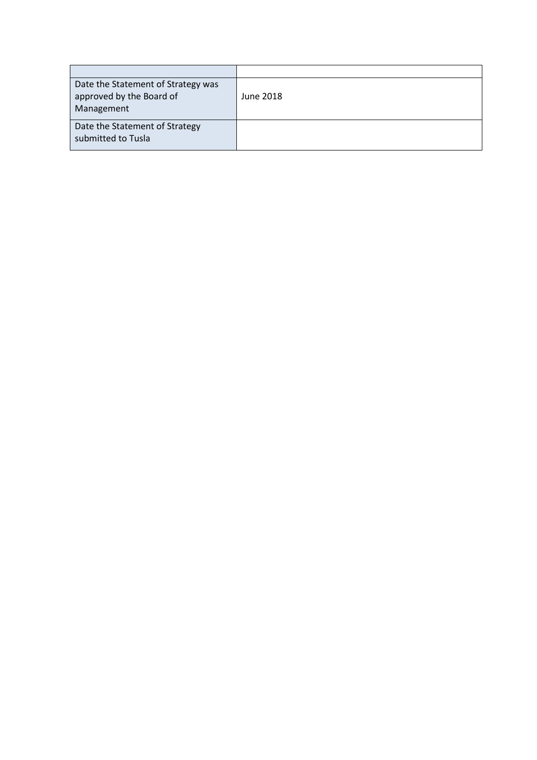| | |
|---|---|
| Date the Statement of Strategy was approved by the Board of Management | June 2018 |
| Date the Statement of Strategy submitted to Tusla | |